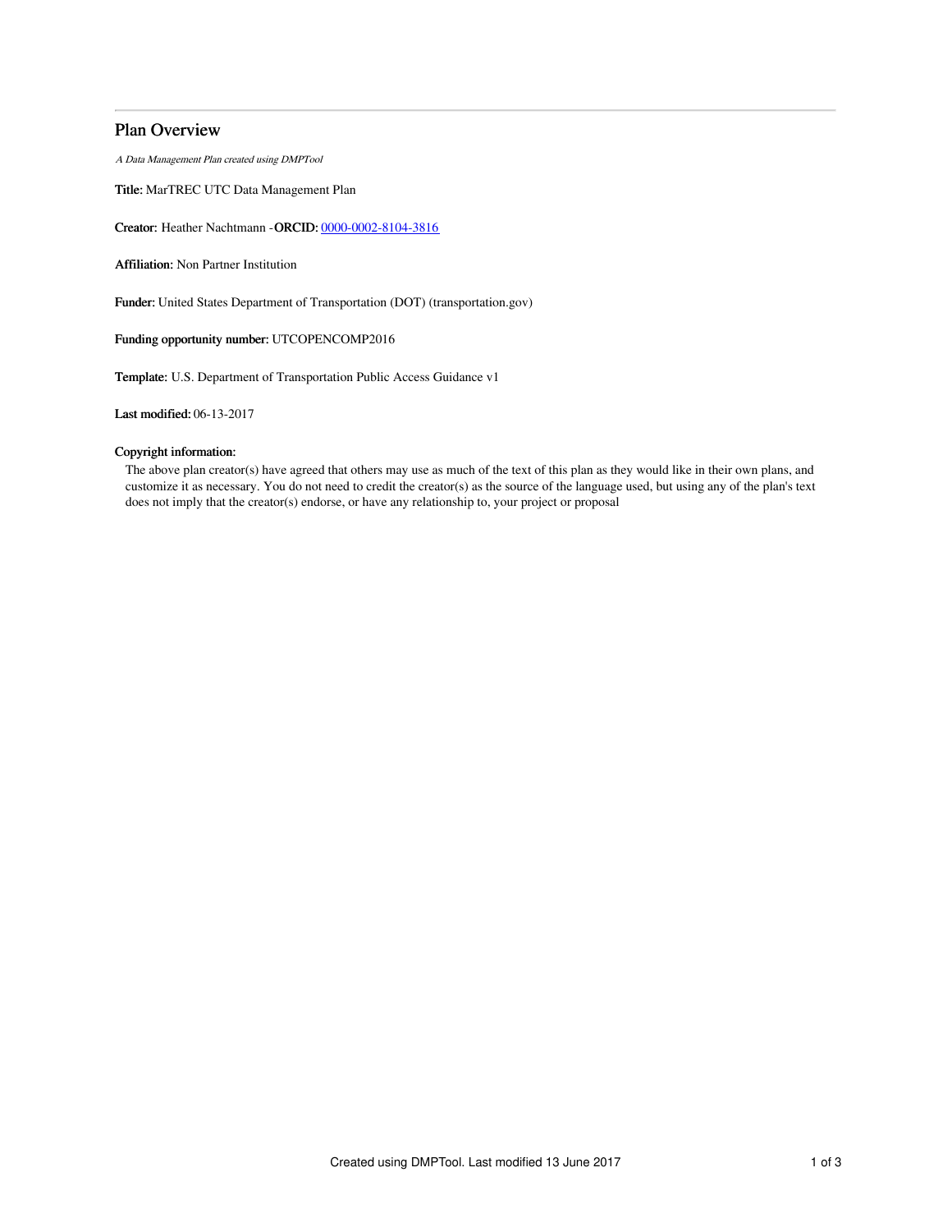# Plan Overview

*A Data Management Plan created using DMPTool*

**Title:** MarTREC UTC Data Management Plan

**Creator:** Heather Nachtmann -**ORCID:** 0000-0002-8104-3816

**Affiliation:** Non Partner Institution

**Funder:** United States Department of Transportation (DOT) (transportation.gov)

**Funding opportunity number:** UTCOPENCOMP2016

**Template:** U.S. Department of Transportation Public Access Guidance v1

**Last modified:** 06-13-2017

**Copyright information:**

The above plan creator(s) have agreed that others may use as much of the text of this plan as they would like in their own plans, and customize it as necessary. You do not need to credit the creator(s) as the source of the language used, but using any of the plan's text does not imply that the creator(s) endorse, or have any relationship to, your project or proposal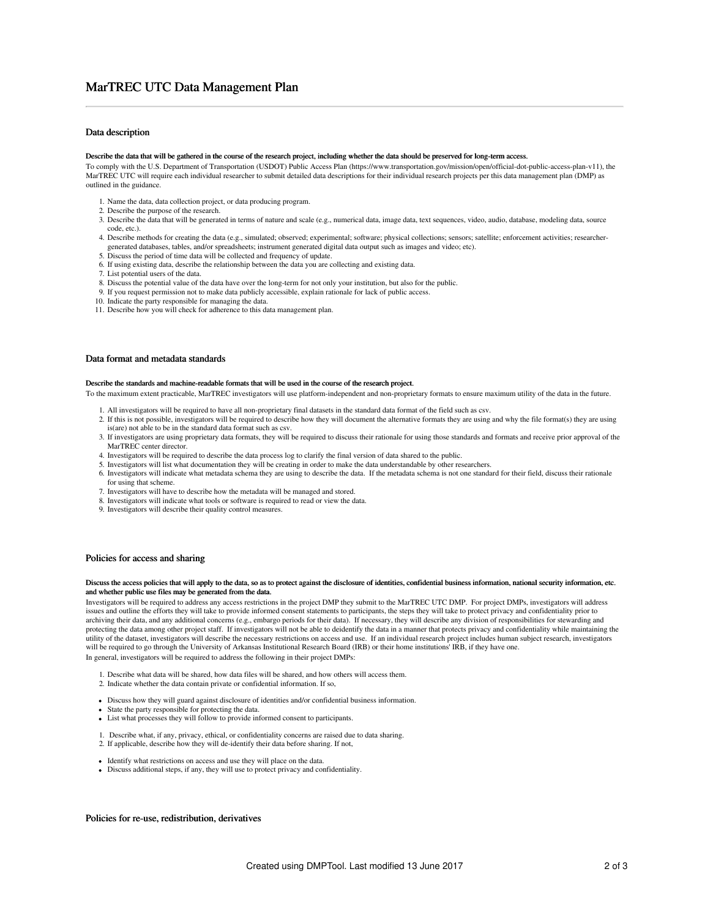# MarTREC UTC Data Management Plan

## Data description

**Describe the data that will be gathered in the course of the research project, including whether the data should be preserved for long-term access.**

To comply with the U.S. Department of Transportation (USDOT) Public Access Plan (https://www.transportation.gov/mission/open/official-dot-public-access-plan-v11), the MarTREC UTC will require each individual researcher to submit detailed data descriptions for their individual research projects per this data management plan (DMP) as outlined in the guidance.

1. Name the data, data collection project, or data producing program.
2. Describe the purpose of the research.
3. Describe the data that will be generated in terms of nature and scale (e.g., numerical data, image data, text sequences, video, audio, database, modeling data, source code, etc.).
4. Describe methods for creating the data (e.g., simulated; observed; experimental; software; physical collections; sensors; satellite; enforcement activities; researcher-generated databases, tables, and/or spreadsheets; instrument generated digital data output such as images and video; etc).
5. Discuss the period of time data will be collected and frequency of update.
6. If using existing data, describe the relationship between the data you are collecting and existing data.
7. List potential users of the data.
8. Discuss the potential value of the data have over the long-term for not only your institution, but also for the public.
9. If you request permission not to make data publicly accessible, explain rationale for lack of public access.
10. Indicate the party responsible for managing the data.
11. Describe how you will check for adherence to this data management plan.

## Data format and metadata standards

**Describe the standards and machine-readable formats that will be used in the course of the research project.**

To the maximum extent practicable, MarTREC investigators will use platform-independent and non-proprietary formats to ensure maximum utility of the data in the future.

1. All investigators will be required to have all non-proprietary final datasets in the standard data format of the field such as csv.
2. If this is not possible, investigators will be required to describe how they will document the alternative formats they are using and why the file format(s) they are using is(are) not able to be in the standard data format such as csv.
3. If investigators are using proprietary data formats, they will be required to discuss their rationale for using those standards and formats and receive prior approval of the MarTREC center director.
4. Investigators will be required to describe the data process log to clarify the final version of data shared to the public.
5. Investigators will list what documentation they will be creating in order to make the data understandable by other researchers.
6. Investigators will indicate what metadata schema they are using to describe the data. If the metadata schema is not one standard for their field, discuss their rationale for using that scheme.
7. Investigators will have to describe how the metadata will be managed and stored.
8. Investigators will indicate what tools or software is required to read or view the data.
9. Investigators will describe their quality control measures.

## Policies for access and sharing

**Discuss the access policies that will apply to the data, so as to protect against the disclosure of identities, confidential business information, national security information, etc. and whether public use files may be generated from the data.**

Investigators will be required to address any access restrictions in the project DMP they submit to the MarTREC UTC DMP. For project DMPs, investigators will address issues and outline the efforts they will take to provide informed consent statements to participants, the steps they will take to protect privacy and confidentiality prior to archiving their data, and any additional concerns (e.g., embargo periods for their data). If necessary, they will describe any division of responsibilities for stewarding and protecting the data among other project staff. If investigators will not be able to deidentify the data in a manner that protects privacy and confidentiality while maintaining the utility of the dataset, investigators will describe the necessary restrictions on access and use. If an individual research project includes human subject research, investigators will be required to go through the University of Arkansas Institutional Research Board (IRB) or their home institutions' IRB, if they have one.

In general, investigators will be required to address the following in their project DMPs:

1. Describe what data will be shared, how data files will be shared, and how others will access them.
2. Indicate whether the data contain private or confidential information. If so,

- Discuss how they will guard against disclosure of identities and/or confidential business information.
- State the party responsible for protecting the data.
- List what processes they will follow to provide informed consent to participants.

1. Describe what, if any, privacy, ethical, or confidentiality concerns are raised due to data sharing.
2. If applicable, describe how they will de-identify their data before sharing. If not,

- Identify what restrictions on access and use they will place on the data.
- Discuss additional steps, if any, they will use to protect privacy and confidentiality.

## Policies for re-use, redistribution, derivatives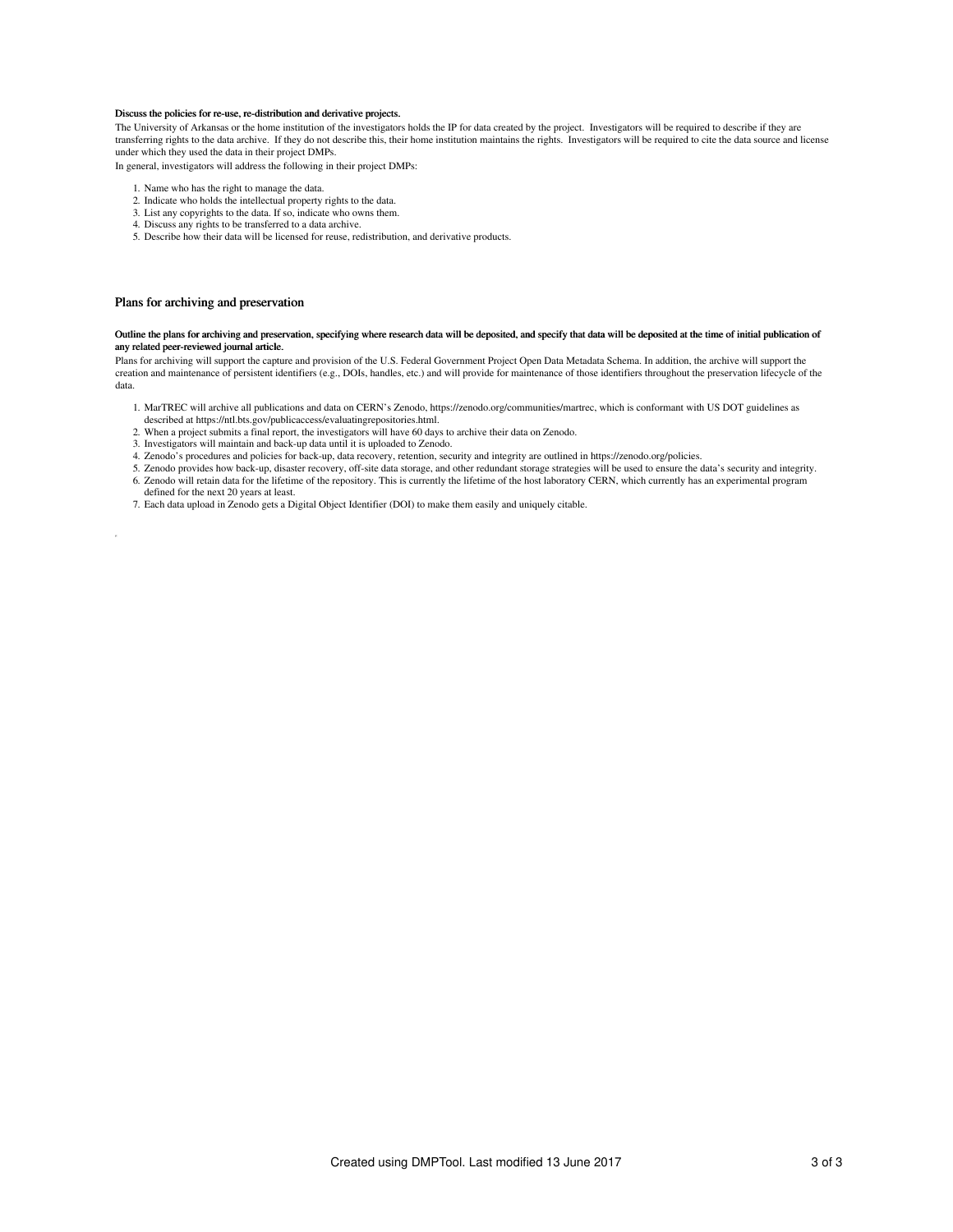**Discuss the policies for re-use, re-distribution and derivative projects.**

The University of Arkansas or the home institution of the investigators holds the IP for data created by the project. Investigators will be required to describe if they are transferring rights to the data archive. If they do not describe this, their home institution maintains the rights. Investigators will be required to cite the data source and license under which they used the data in their project DMPs.

In general, investigators will address the following in their project DMPs:

1. Name who has the right to manage the data.
2. Indicate who holds the intellectual property rights to the data.
3. List any copyrights to the data. If so, indicate who owns them.
4. Discuss any rights to be transferred to a data archive.
5. Describe how their data will be licensed for reuse, redistribution, and derivative products.

## Plans for archiving and preservation

**Outline the plans for archiving and preservation, specifying where research data will be deposited, and specify that data will be deposited at the time of initial publication of any related peer-reviewed journal article.**

Plans for archiving will support the capture and provision of the U.S. Federal Government Project Open Data Metadata Schema. In addition, the archive will support the creation and maintenance of persistent identifiers (e.g., DOIs, handles, etc.) and will provide for maintenance of those identifiers throughout the preservation lifecycle of the data.

1. MarTREC will archive all publications and data on CERN's Zenodo, https://zenodo.org/communities/martrec, which is conformant with US DOT guidelines as described at https://ntl.bts.gov/publicaccess/evaluatingrepositories.html.
2. When a project submits a final report, the investigators will have 60 days to archive their data on Zenodo.
3. Investigators will maintain and back-up data until it is uploaded to Zenodo.
4. Zenodo's procedures and policies for back-up, data recovery, retention, security and integrity are outlined in https://zenodo.org/policies.
5. Zenodo provides how back-up, disaster recovery, off-site data storage, and other redundant storage strategies will be used to ensure the data's security and integrity.
6. Zenodo will retain data for the lifetime of the repository. This is currently the lifetime of the host laboratory CERN, which currently has an experimental program defined for the next 20 years at least.
7. Each data upload in Zenodo gets a Digital Object Identifier (DOI) to make them easily and uniquely citable.

Created using DMPTool. Last modified 13 June 2017